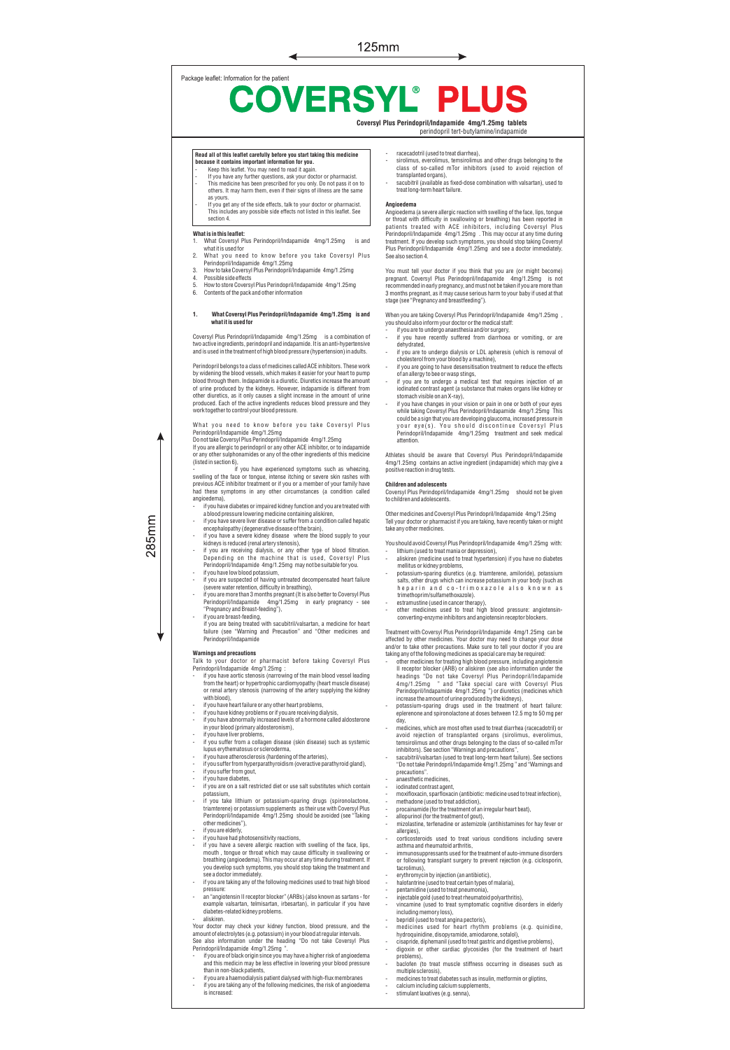Package leaflet: Information for the patient

# COVERSYL® PLUS

**Coversyl Plus Perindopril/Indapamide 4mg/1.25mg tablets**
perindopril tert-butylamine/indapamide

**Read all of this leaflet carefully before you start taking this medicine because it contains important information for you.**

- Keep this leaflet. You may need to read it again.
- If you have any further questions, ask your doctor or pharmacist.
- This medicine has been prescribed for you only. Do not pass it on to others. It may harm them, even if their signs of illness are the same as yours.
- If you get any of the side effects, talk to your doctor or pharmacist. This includes any possible side effects not listed in this leaflet. See section 4.

**What is in this leaflet:**

1. What Coversyl Plus Perindopril/Indapamide 4mg/1.25mg is and what it is used for
2. What you need to know before you take Coversyl Plus Perindopril/Indapamide 4mg/1.25mg
3. How to take Coversyl Plus Perindopril/Indapamide 4mg/1.25mg
4. Possible side effects
5. How to store Coversyl Plus Perindopril/Indapamide 4mg/1.25mg
6. Contents of the pack and other information

## 1. What Coversyl Plus Perindopril/Indapamide 4mg/1.25mg is and what it is used for

Coversyl Plus Perindopril/Indapamide 4mg/1.25mg is a combination of two active ingredients, perindopril and indapamide. It is an anti-hypertensive and is used in the treatment of high blood pressure (hypertension) in adults.

Perindopril belongs to a class of medicines called ACE inhibitors. These work by widening the blood vessels, which makes it easier for your heart to pump blood through them. Indapamide is a diuretic. Diuretics increase the amount of urine produced by the kidneys. However, indapamide is different from other diuretics, as it only causes a slight increase in the amount of urine produced. Each of the active ingredients reduces blood pressure and they work together to control your blood pressure.

What you need to know before you take Coversyl Plus Perindopril/Indapamide 4mg/1.25mg

Do not take Coversyl Plus Perindopril/Indapamide 4mg/1.25mg

If you are allergic to perindopril or any other ACE inhibitor, or to indapamide or any other sulphonamides or any of the other ingredients of this medicine (listed in section 6),

- if you have experienced symptoms such as wheezing, swelling of the face or tongue, intense itching or severe skin rashes with previous ACE inhibitor treatment or if you or a member of your family have had these symptoms in any other circumstances (a condition called angioedema),
- if you have diabetes or impaired kidney function and you are treated with a blood pressure lowering medicine containing aliskiren,
- if you have severe liver disease or suffer from a condition called hepatic encephalopathy (degenerative disease of the brain),
- if you have a severe kidney disease where the blood supply to your kidneys is reduced (renal artery stenosis),
- if you are receiving dialysis, or any other type of blood filtration. Depending on the machine that is used, Coversyl Plus Perindopril/Indapamide 4mg/1.25mg may not be suitable for you.
- if you have low blood potassium,
- if you are suspected of having untreated decompensated heart failure (severe water retention, difficulty in breathing),
- if you are more than 3 months pregnant (It is also better to Coversyl Plus Perindopril/Indapamide 4mg/1.25mg in early pregnancy - see "Pregnancy and Breast-feeding"),
- if you are breast-feeding,
  if you are being treated with sacubitril/valsartan, a medicine for heart failure (see "Warning and Precaution" and "Other medicines and Perindopril/Indapamide

### Warnings and precautions

Talk to your doctor or pharmacist before taking Coversyl Plus Perindopril/Indapamide 4mg/1.25mg :

- if you have aortic stenosis (narrowing of the main blood vessel leading from the heart) or hypertrophic cardiomyopathy (heart muscle disease) or renal artery stenosis (narrowing of the artery supplying the kidney with blood),
- if you have heart failure or any other heart problems,
- if you have kidney problems or if you are receiving dialysis,
- if you have abnormally increased levels of a hormone called aldosterone in your blood (primary aldosteronism),
- if you have liver problems,
- if you suffer from a collagen disease (skin disease) such as systemic lupus erythematosus or scleroderma,
- if you have atherosclerosis (hardening of the arteries),
- if you suffer from hyperparathyroidism (overactive parathyroid gland),
- if you suffer from gout,
- if you have diabetes,
- if you are on a salt restricted diet or use salt substitutes which contain potassium,
- if you take lithium or potassium-sparing drugs (spironolactone, triamterene) or potassium supplements as their use with Coversyl Plus Perindopril/Indapamide 4mg/1.25mg should be avoided (see "Taking other medicines"),
- if you are elderly,
- if you have had photosensitivity reactions,
- if you have a severe allergic reaction with swelling of the face, lips, mouth , tongue or throat which may cause difficulty in swallowing or breathing (angioedema). This may occur at any time during treatment. If you develop such symptoms, you should stop taking the treatment and see a doctor immediately.
- if you are taking any of the following medicines used to treat high blood pressure:
- an "angiotensin II receptor blocker" (ARBs) (also known as sartans - for example valsartan, telmisartan, irbesartan), in particular if you have diabetes-related kidney problems.
- aliskiren.

Your doctor may check your kidney function, blood pressure, and the amount of electrolytes (e.g. potassium) in your blood at regular intervals. See also information under the heading "Do not take Coversyl Plus Perindopril/Indapamide 4mg/1.25mg ".

- if you are of black origin since you may have a higher risk of angioedema and this medicin may be less effective in lowering your blood pressure than in non-black patients,
- if you are a haemodialysis patient dialysed with high-flux membranes
- if you are taking any of the following medicines, the risk of angioedema is increased:
- racecadotril (used to treat diarrhea),
- sirolimus, everolimus, temsirolimus and other drugs belonging to the class of so-called mTor inhibitors (used to avoid rejection of transplanted organs),
- sacubitril (available as fixed-dose combination with valsartan), used to treat long-term heart failure.

### Angioedema

Angioedema (a severe allergic reaction with swelling of the face, lips, tongue or throat with difficulty in swallowing or breathing) has been reported in patients treated with ACE inhibitors, including Coversyl Plus Perindopril/Indapamide 4mg/1.25mg . This may occur at any time during treatment. If you develop such symptoms, you should stop taking Coversyl Plus Perindopril/Indapamide 4mg/1.25mg and see a doctor immediately. See also section 4.

You must tell your doctor if you think that you are (or might become) pregnant. Coversyl Plus Perindopril/Indapamide 4mg/1.25mg is not recommended in early pregnancy, and must not be taken if you are more than 3 months pregnant, as it may cause serious harm to your baby if used at that stage (see "Pregnancy and breastfeeding").

When you are taking Coversyl Plus Perindopril/Indapamide 4mg/1.25mg , you should also inform your doctor or the medical staff:

- if you are to undergo anaesthesia and/or surgery,
- if you have recently suffered from diarrhoea or vomiting, or are dehydrated,
- if you are to undergo dialysis or LDL apheresis (which is removal of cholesterol from your blood by a machine),
- if you are going to have desensitisation treatment to reduce the effects of an allergy to bee or wasp stings,
- if you are to undergo a medical test that requires injection of an iodinated contrast agent (a substance that makes organs like kidney or stomach visible on an X-ray),
- if you have changes in your vision or pain in one or both of your eyes while taking Coversyl Plus Perindopril/Indapamide 4mg/1.25mg This could be a sign that you are developing glaucoma, increased pressure in your eye(s). You should discontinue Coversyl Plus Perindopril/Indapamide 4mg/1.25mg treatment and seek medical attention.

Athletes should be aware that Coversyl Plus Perindopril/Indapamide 4mg/1.25mg contains an active ingredient (indapamide) which may give a positive reaction in drug tests.

### Children and adolescents

Coversyl Plus Perindopril/Indapamide 4mg/1.25mg should not be given to children and adolescents.

Other medicines and Coversyl Plus Perindopril/Indapamide 4mg/1.25mg

Tell your doctor or pharmacist if you are taking, have recently taken or might take any other medicines.

You should avoid Coversyl Plus Perindopril/Indapamide 4mg/1.25mg with:

- lithium (used to treat mania or depression),
- aliskiren (medicine used to treat hypertension) if you have no diabetes mellitus or kidney problems,
- potassium-sparing diuretics (e.g. triamterene, amiloride), potassium salts, other drugs which can increase potassium in your body (such as heparin and co-trimoxazole also known as trimethoprim/sulfamethoxazole).
- estramustine (used in cancer therapy),
- other medicines used to treat high blood pressure: angiotensin-converting-enzyme inhibitors and angiotensin receptor blockers.

Treatment with Coversyl Plus Perindopril/Indapamide 4mg/1.25mg can be affected by other medicines. Your doctor may need to change your dose and/or to take other precautions. Make sure to tell your doctor if you are taking any of the following medicines as special care may be required:

- other medicines for treating high blood pressure, including angiotensin II receptor blocker (ARB) or aliskiren (see also information under the headings "Do not take Coversyl Plus Perindopril/Indapamide 4mg/1.25mg " and "Take special care with Coversyl Plus Perindopril/Indapamide 4mg/1.25mg ") or diuretics (medicines which increase the amount of urine produced by the kidneys),
- potassium-sparing drugs used in the treatment of heart failure: eplerenone and spironolactone at doses between 12.5 mg to 50 mg per day,
- medicines, which are most often used to treat diarrhea (racecadotril) or avoid rejection of transplanted organs (sirolimus, everolimus, temsirolimus and other drugs belonging to the class of so-called mTor inhibitors). See section "Warnings and precautions",
- sacubitril/valsartan (used to treat long-term heart failure). See sections "Do not take Perindopril/Indapamide 4mg/1.25mg " and "Warnings and precautions".
- anaesthetic medicines,
- iodinated contrast agent,
- moxifloxacin, sparfloxacin (antibiotic: medicine used to treat infection),
- methadone (used to treat addiction),
- procainamide (for the treatment of an irregular heart beat),
- allopurinol (for the treatment of gout),
- mizolastine, terfenadine or astemizole (antihistamines for hay fever or allergies),
- corticosteroids used to treat various conditions including severe asthma and rheumatoid arthritis,
- immunosuppressants used for the treatment of auto-immune disorders or following transplant surgery to prevent rejection (e.g. ciclosporin, tacrolimus),
- erythromycin by injection (an antibiotic),
- halofantrine (used to treat certain types of malaria),
- pentamidine (used to treat pneumonia),
- injectable gold (used to treat rheumatoid polyarthritis),
- vincamine (used to treat symptomatic cognitive disorders in elderly including memory loss),
- bepridil (used to treat angina pectoris),
- medicines used for heart rhythm problems (e.g. quinidine, hydroquinidine, disopyramide, amiodarone, sotalol),
- cisapride, diphemanil (used to treat gastric and digestive problems),
- digoxin or other cardiac glycosides (for the treatment of heart problems),
- baclofen (to treat muscle stiffness occurring in diseases such as multiple sclerosis),
- medicines to treat diabetes such as insulin, metformin or gliptins,
- calcium including calcium supplements,
- stimulant laxatives (e.g. senna),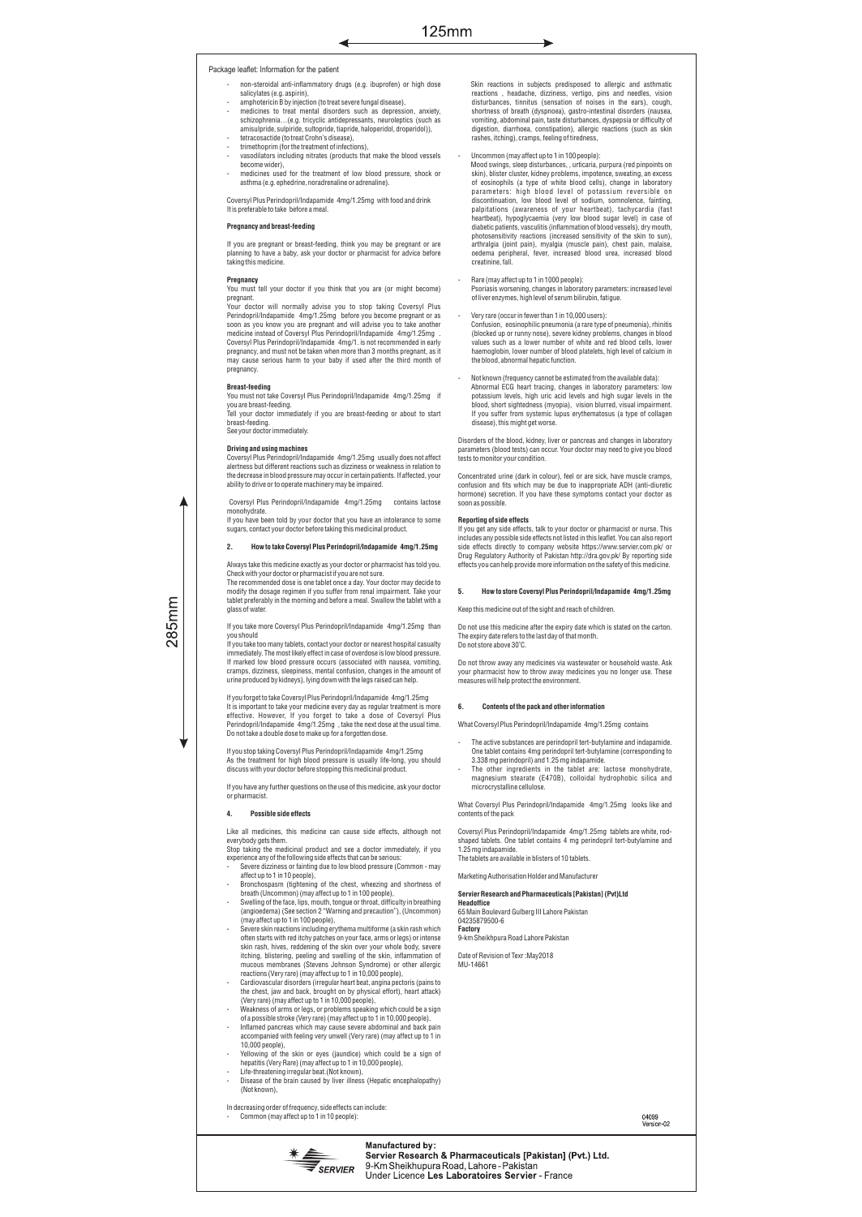Package leaflet: Information for the patient

- non-steroidal anti-inflammatory drugs (e.g. ibuprofen) or high dose salicylates (e.g. aspirin),
- amphotericin B by injection (to treat severe fungal disease),
- medicines to treat mental disorders such as depression, anxiety, schizophrenia…(e.g. tricyclic antidepressants, neuroleptics (such as amisulpride, sulpiride, sultopride, tiapride, haloperidol, droperidol)),
- tetracosactide (to treat Crohn's disease),
- trimethoprim (for the treatment of infections),
- vasodilators including nitrates (products that make the blood vessels become wider),
- medicines used for the treatment of low blood pressure, shock or asthma (e.g. ephedrine, noradrenaline or adrenaline).

Coversyl Plus Perindopril/Indapamide 4mg/1.25mg with food and drink
It is preferable to take before a meal.

**Pregnancy and breast-feeding**

If you are pregnant or breast-feeding, think you may be pregnant or are planning to have a baby, ask your doctor or pharmacist for advice before taking this medicine.

**Pregnancy**
You must tell your doctor if you think that you are (or might become) pregnant.
Your doctor will normally advise you to stop taking Coversyl Plus Perindopril/Indapamide 4mg/1.25mg before you become pregnant or as soon as you know you are pregnant and will advise you to take another medicine instead of Coversyl Plus Perindopril/Indapamide 4mg/1.25mg . Coversyl Plus Perindopril/Indapamide 4mg/1. is not recommended in early pregnancy, and must not be taken when more than 3 months pregnant, as it may cause serious harm to your baby if used after the third month of pregnancy.

**Breast-feeding**
You must not take Coversyl Plus Perindopril/Indapamide 4mg/1.25mg if you are breast-feeding.
Tell your doctor immediately if you are breast-feeding or about to start breast-feeding.
See your doctor immediately.

**Driving and using machines**
Coversyl Plus Perindopril/Indapamide 4mg/1.25mg usually does not affect alertness but different reactions such as dizziness or weakness in relation to the decrease in blood pressure may occur in certain patients. If affected, your ability to drive or to operate machinery may be impaired.

Coversyl Plus Perindopril/Indapamide 4mg/1.25mg contains lactose monohydrate.
If you have been told by your doctor that you have an intolerance to some sugars, contact your doctor before taking this medicinal product.

## 2. How to take Coversyl Plus Perindopril/Indapamide 4mg/1.25mg

Always take this medicine exactly as your doctor or pharmacist has told you. Check with your doctor or pharmacist if you are not sure.
The recommended dose is one tablet once a day. Your doctor may decide to modify the dosage regimen if you suffer from renal impairment. Take your tablet preferably in the morning and before a meal. Swallow the tablet with a glass of water.

If you take more Coversyl Plus Perindopril/Indapamide 4mg/1.25mg than you should
If you take too many tablets, contact your doctor or nearest hospital casualty immediately. The most likely effect in case of overdose is low blood pressure. If marked low blood pressure occurs (associated with nausea, vomiting, cramps, dizziness, sleepiness, mental confusion, changes in the amount of urine produced by kidneys), lying down with the legs raised can help.

If you forget to take Coversyl Plus Perindopril/Indapamide 4mg/1.25mg
It is important to take your medicine every day as regular treatment is more effective. However, If you forget to take a dose of Coversyl Plus Perindopril/Indapamide 4mg/1.25mg , take the next dose at the usual time. Do not take a double dose to make up for a forgotten dose.

If you stop taking Coversyl Plus Perindopril/Indapamide 4mg/1.25mg
As the treatment for high blood pressure is usually life-long, you should discuss with your doctor before stopping this medicinal product.

If you have any further questions on the use of this medicine, ask your doctor or pharmacist.

## 4. Possible side effects

Like all medicines, this medicine can cause side effects, although not everybody gets them.
Stop taking the medicinal product and see a doctor immediately, if you experience any of the following side effects that can be serious:

- Severe dizziness or fainting due to low blood pressure (Common - may affect up to 1 in 10 people),
- Bronchospasm (tightening of the chest, wheezing and shortness of breath (Uncommon) (may affect up to 1 in 100 people),
- Swelling of the face, lips, mouth, tongue or throat, difficulty in breathing (angioedema) (See section 2 "Warning and precaution"), (Uncommon) (may affect up to 1 in 100 people),
- Severe skin reactions including erythema multiforme (a skin rash which often starts with red itchy patches on your face, arms or legs) or intense skin rash, hives, reddening of the skin over your whole body, severe itching, blistering, peeling and swelling of the skin, inflammation of mucous membranes (Stevens Johnson Syndrome) or other allergic reactions (Very rare) (may affect up to 1 in 10,000 people),
- Cardiovascular disorders (irregular heart beat, angina pectoris (pains to the chest, jaw and back, brought on by physical effort), heart attack) (Very rare) (may affect up to 1 in 10,000 people),
- Weakness of arms or legs, or problems speaking which could be a sign of a possible stroke (Very rare) (may affect up to 1 in 10,000 people),
- Inflamed pancreas which may cause severe abdominal and back pain accompanied with feeling very unwell (Very rare) (may affect up to 1 in 10,000 people),
- Yellowing of the skin or eyes (jaundice) which could be a sign of hepatitis (Very Rare) (may affect up to 1 in 10,000 people),
- Life-threatening irregular beat.(Not known),
- Disease of the brain caused by liver illness (Hepatic encephalopathy) (Not known),

In decreasing order of frequency, side effects can include:

- Common (may affect up to 1 in 10 people):
Skin reactions in subjects predisposed to allergic and asthmatic reactions , headache, dizziness, vertigo, pins and needles, vision disturbances, tinnitus (sensation of noises in the ears), cough, shortness of breath (dyspnoea), gastro-intestinal disorders (nausea, vomiting, abdominal pain, taste disturbances, dyspepsia or difficulty of digestion, diarrhoea, constipation), allergic reactions (such as skin rashes, itching), cramps, feeling of tiredness,

- Uncommon (may affect up to 1 in 100 people):
Mood swings, sleep disturbances, , urticaria, purpura (red pinpoints on skin), blister cluster, kidney problems, impotence, sweating, an excess of eosinophils (a type of white blood cells), change in laboratory parameters: high blood level of potassium reversible on discontinuation, low blood level of sodium, somnolence, fainting, palpitations (awareness of your heartbeat), tachycardia (fast heartbeat), hypoglycaemia (very low blood sugar level) in case of diabetic patients, vasculitis (inflammation of blood vessels), dry mouth, photosensitivity reactions (increased sensitivity of the skin to sun), arthralgia (joint pain), myalgia (muscle pain), chest pain, malaise, oedema peripheral, fever, increased blood urea, increased blood creatinine, fall.

- Rare (may affect up to 1 in 1000 people):
Psoriasis worsening, changes in laboratory parameters: increased level of liver enzymes, high level of serum bilirubin, fatigue.

- Very rare (occur in fewer than 1 in 10,000 users):
Confusion, eosinophilic pneumonia (a rare type of pneumonia), rhinitis (blocked up or runny nose), severe kidney problems, changes in blood values such as a lower number of white and red blood cells, lower haemoglobin, lower number of blood platelets, high level of calcium in the blood, abnormal hepatic function.

- Not known (frequency cannot be estimated from the available data):
Abnormal ECG heart tracing, changes in laboratory parameters: low potassium levels, high uric acid levels and high sugar levels in the blood, short sightedness (myopia), vision blurred, visual impairment. If you suffer from systemic lupus erythematosus (a type of collagen disease), this might get worse.

Disorders of the blood, kidney, liver or pancreas and changes in laboratory parameters (blood tests) can occur. Your doctor may need to give you blood tests to monitor your condition.

Concentrated urine (dark in colour), feel or are sick, have muscle cramps, confusion and fits which may be due to inappropriate ADH (anti-diuretic hormone) secretion. If you have these symptoms contact your doctor as soon as possible.

**Reporting of side effects**
If you get any side effects, talk to your doctor or pharmacist or nurse. This includes any possible side effects not listed in this leaflet. You can also report side effects directly to company website https://www.servier.com.pk/ or Drug Regulatory Authority of Pakistan http://dra.gov.pk/ By reporting side effects you can help provide more information on the safety of this medicine.

## 5. How to store Coversyl Plus Perindopril/Indapamide 4mg/1.25mg

Keep this medicine out of the sight and reach of children.

Do not use this medicine after the expiry date which is stated on the carton. The expiry date refers to the last day of that month.
Do not store above 30°C.

Do not throw away any medicines via wastewater or household waste. Ask your pharmacist how to throw away medicines you no longer use. These measures will help protect the environment.

## 6. Contents of the pack and other information

What Coversyl Plus Perindopril/Indapamide 4mg/1.25mg contains

- The active substances are perindopril tert-butylamine and indapamide. One tablet contains 4mg perindopril tert-butylamine (corresponding to 3.338 mg perindopril) and 1.25 mg indapamide.
- The other ingredients in the tablet are: lactose monohydrate, magnesium stearate (E470B), colloidal hydrophobic silica and microcrystalline cellulose.

What Coversyl Plus Perindopril/Indapamide 4mg/1.25mg looks like and contents of the pack

Coversyl Plus Perindopril/Indapamide 4mg/1.25mg tablets are white, rod-shaped tablets. One tablet contains 4 mg perindopril tert-butylamine and 1.25 mg indapamide.
The tablets are available in blisters of 10 tablets.

Marketing Authorisation Holder and Manufacturer

**Servier Research and Pharmaceuticals [Pakistan] (Pvt)Ltd**
**Headoffice**
65 Main Boulevard Gulberg III Lahore Pakistan
04235879500-6
**Factory**
9-km Sheikhpura Road Lahore Pakistan

Date of Revision of Texr :May2018
MU-14661

04099
Version-02

**Manufactured by:**
**Servier Research & Pharmaceuticals [Pakistan] (Pvt.) Ltd.**
9-Km Sheikhupura Road, Lahore - Pakistan
Under Licence **Les Laboratoires Servier** - France